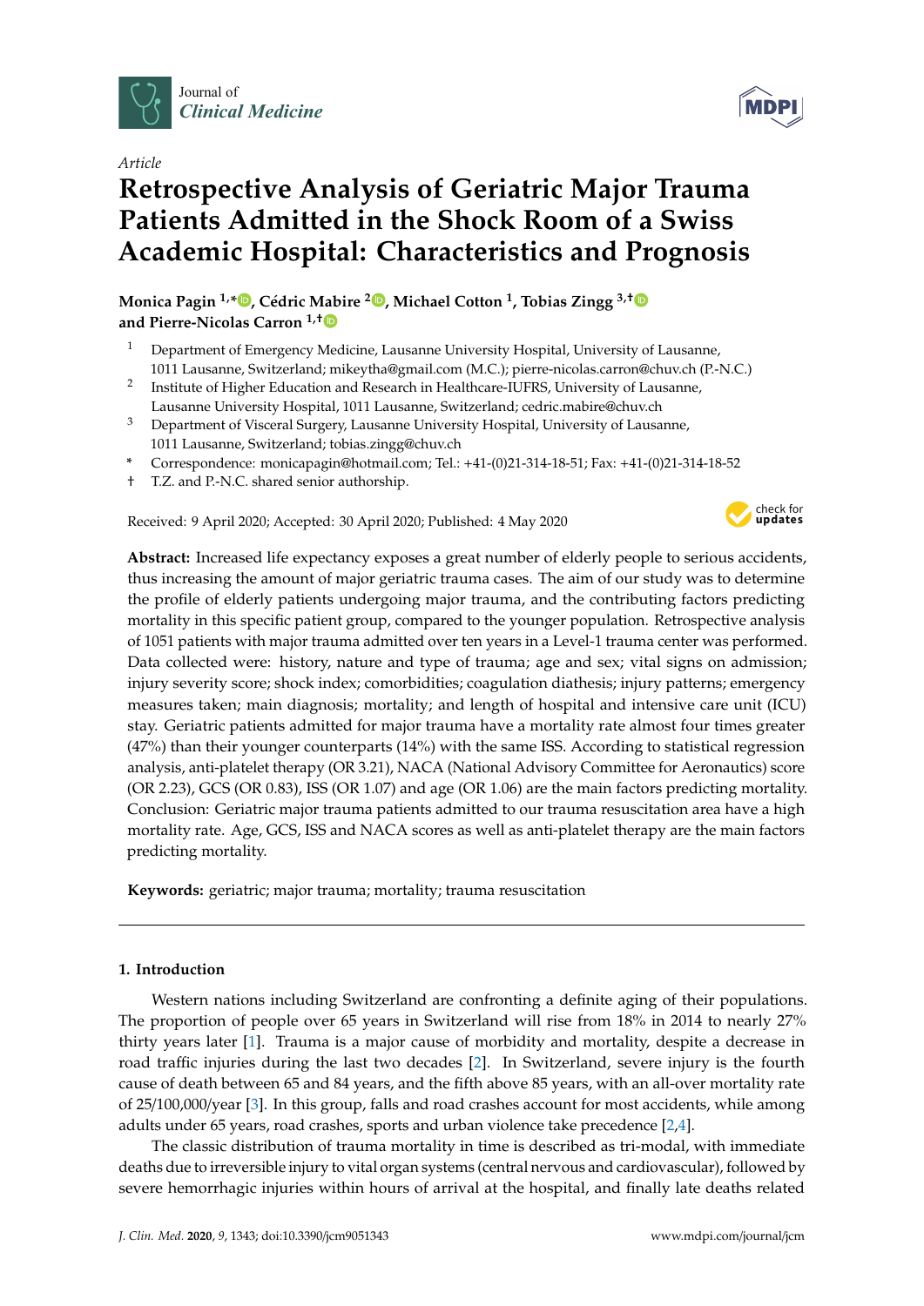*Article*

# Retrospective Analysis of Geriatric Major Trauma Patients Admitted in the Shock Room of a Swiss Academic Hospital: Characteristics and Prognosis

**Monica Pagin [1,*], Cédric Mabire [2], Michael Cotton [1], Tobias Zingg [3,†] and Pierre-Nicolas Carron [1,†]**

[1] Department of Emergency Medicine, Lausanne University Hospital, University of Lausanne, 1011 Lausanne, Switzerland; mikeytha@gmail.com (M.C.); pierre-nicolas.carron@chuv.ch (P.-N.C.)

[2] Institute of Higher Education and Research in Healthcare-IUFRS, University of Lausanne, Lausanne University Hospital, 1011 Lausanne, Switzerland; cedric.mabire@chuv.ch

[3] Department of Visceral Surgery, Lausanne University Hospital, University of Lausanne, 1011 Lausanne, Switzerland; tobias.zingg@chuv.ch

* Correspondence: monicapagin@hotmail.com; Tel.: +41-(0)21-314-18-51; Fax: +41-(0)21-314-18-52

† T.Z. and P.-N.C. shared senior authorship.

Received: 9 April 2020; Accepted: 30 April 2020; Published: 4 May 2020

**Abstract:** Increased life expectancy exposes a great number of elderly people to serious accidents, thus increasing the amount of major geriatric trauma cases. The aim of our study was to determine the profile of elderly patients undergoing major trauma, and the contributing factors predicting mortality in this specific patient group, compared to the younger population. Retrospective analysis of 1051 patients with major trauma admitted over ten years in a Level-1 trauma center was performed. Data collected were: history, nature and type of trauma; age and sex; vital signs on admission; injury severity score; shock index; comorbidities; coagulation diathesis; injury patterns; emergency measures taken; main diagnosis; mortality; and length of hospital and intensive care unit (ICU) stay. Geriatric patients admitted for major trauma have a mortality rate almost four times greater (47%) than their younger counterparts (14%) with the same ISS. According to statistical regression analysis, anti-platelet therapy (OR 3.21), NACA (National Advisory Committee for Aeronautics) score (OR 2.23), GCS (OR 0.83), ISS (OR 1.07) and age (OR 1.06) are the main factors predicting mortality. Conclusion: Geriatric major trauma patients admitted to our trauma resuscitation area have a high mortality rate. Age, GCS, ISS and NACA scores as well as anti-platelet therapy are the main factors predicting mortality.

**Keywords:** geriatric; major trauma; mortality; trauma resuscitation

## 1. Introduction

Western nations including Switzerland are confronting a definite aging of their populations. The proportion of people over 65 years in Switzerland will rise from 18% in 2014 to nearly 27% thirty years later [1]. Trauma is a major cause of morbidity and mortality, despite a decrease in road traffic injuries during the last two decades [2]. In Switzerland, severe injury is the fourth cause of death between 65 and 84 years, and the fifth above 85 years, with an all-over mortality rate of 25/100,000/year [3]. In this group, falls and road crashes account for most accidents, while among adults under 65 years, road crashes, sports and urban violence take precedence [2,4].

The classic distribution of trauma mortality in time is described as tri-modal, with immediate deaths due to irreversible injury to vital organ systems (central nervous and cardiovascular), followed by severe hemorrhagic injuries within hours of arrival at the hospital, and finally late deaths related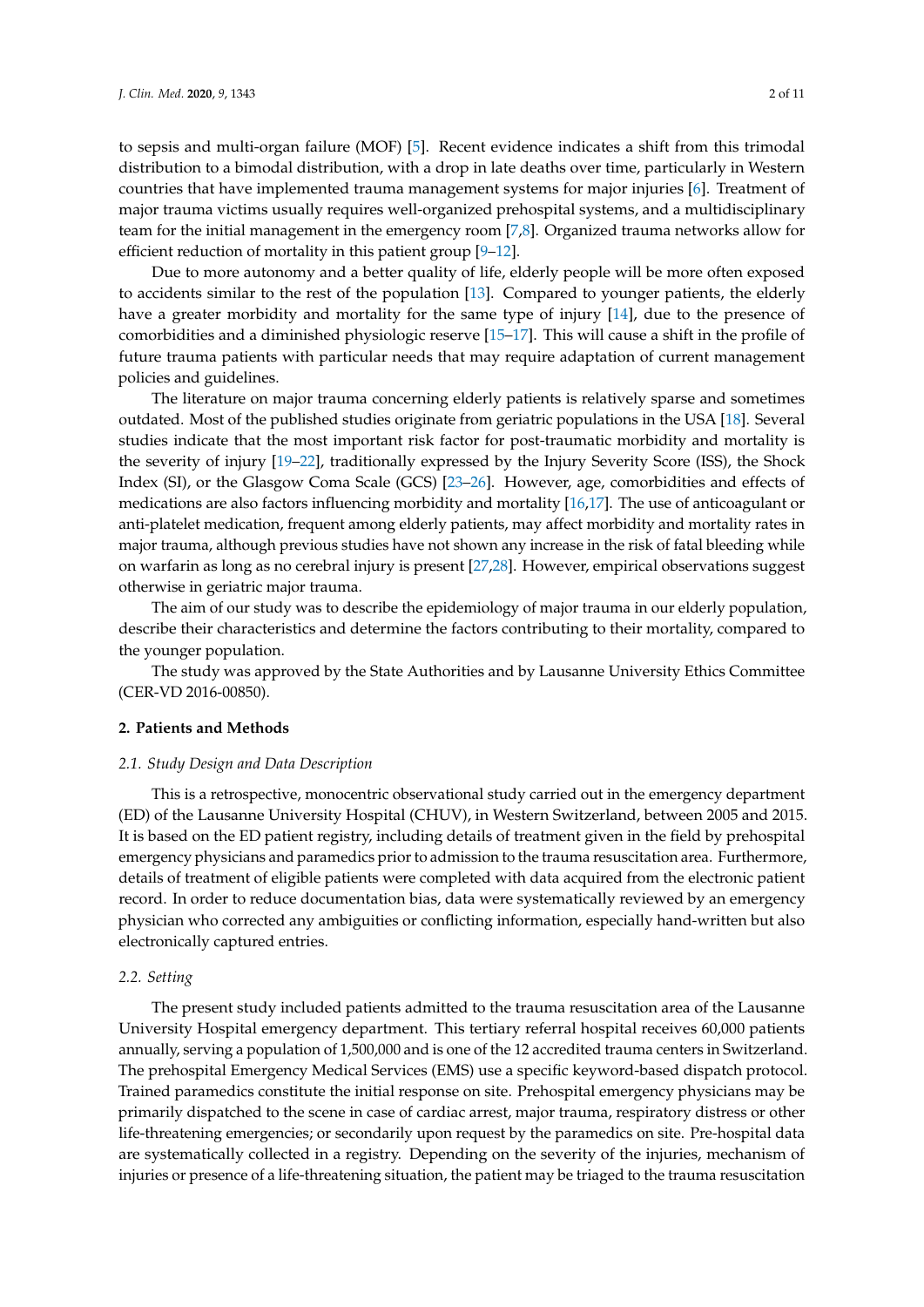to sepsis and multi-organ failure (MOF) [5]. Recent evidence indicates a shift from this trimodal distribution to a bimodal distribution, with a drop in late deaths over time, particularly in Western countries that have implemented trauma management systems for major injuries [6]. Treatment of major trauma victims usually requires well-organized prehospital systems, and a multidisciplinary team for the initial management in the emergency room [7,8]. Organized trauma networks allow for efficient reduction of mortality in this patient group [9–12].

Due to more autonomy and a better quality of life, elderly people will be more often exposed to accidents similar to the rest of the population [13]. Compared to younger patients, the elderly have a greater morbidity and mortality for the same type of injury [14], due to the presence of comorbidities and a diminished physiologic reserve [15–17]. This will cause a shift in the profile of future trauma patients with particular needs that may require adaptation of current management policies and guidelines.

The literature on major trauma concerning elderly patients is relatively sparse and sometimes outdated. Most of the published studies originate from geriatric populations in the USA [18]. Several studies indicate that the most important risk factor for post-traumatic morbidity and mortality is the severity of injury [19–22], traditionally expressed by the Injury Severity Score (ISS), the Shock Index (SI), or the Glasgow Coma Scale (GCS) [23–26]. However, age, comorbidities and effects of medications are also factors influencing morbidity and mortality [16,17]. The use of anticoagulant or anti-platelet medication, frequent among elderly patients, may affect morbidity and mortality rates in major trauma, although previous studies have not shown any increase in the risk of fatal bleeding while on warfarin as long as no cerebral injury is present [27,28]. However, empirical observations suggest otherwise in geriatric major trauma.

The aim of our study was to describe the epidemiology of major trauma in our elderly population, describe their characteristics and determine the factors contributing to their mortality, compared to the younger population.

The study was approved by the State Authorities and by Lausanne University Ethics Committee (CER-VD 2016-00850).

## 2. Patients and Methods

### 2.1. Study Design and Data Description

This is a retrospective, monocentric observational study carried out in the emergency department (ED) of the Lausanne University Hospital (CHUV), in Western Switzerland, between 2005 and 2015. It is based on the ED patient registry, including details of treatment given in the field by prehospital emergency physicians and paramedics prior to admission to the trauma resuscitation area. Furthermore, details of treatment of eligible patients were completed with data acquired from the electronic patient record. In order to reduce documentation bias, data were systematically reviewed by an emergency physician who corrected any ambiguities or conflicting information, especially hand-written but also electronically captured entries.

### 2.2. Setting

The present study included patients admitted to the trauma resuscitation area of the Lausanne University Hospital emergency department. This tertiary referral hospital receives 60,000 patients annually, serving a population of 1,500,000 and is one of the 12 accredited trauma centers in Switzerland. The prehospital Emergency Medical Services (EMS) use a specific keyword-based dispatch protocol. Trained paramedics constitute the initial response on site. Prehospital emergency physicians may be primarily dispatched to the scene in case of cardiac arrest, major trauma, respiratory distress or other life-threatening emergencies; or secondarily upon request by the paramedics on site. Pre-hospital data are systematically collected in a registry. Depending on the severity of the injuries, mechanism of injuries or presence of a life-threatening situation, the patient may be triaged to the trauma resuscitation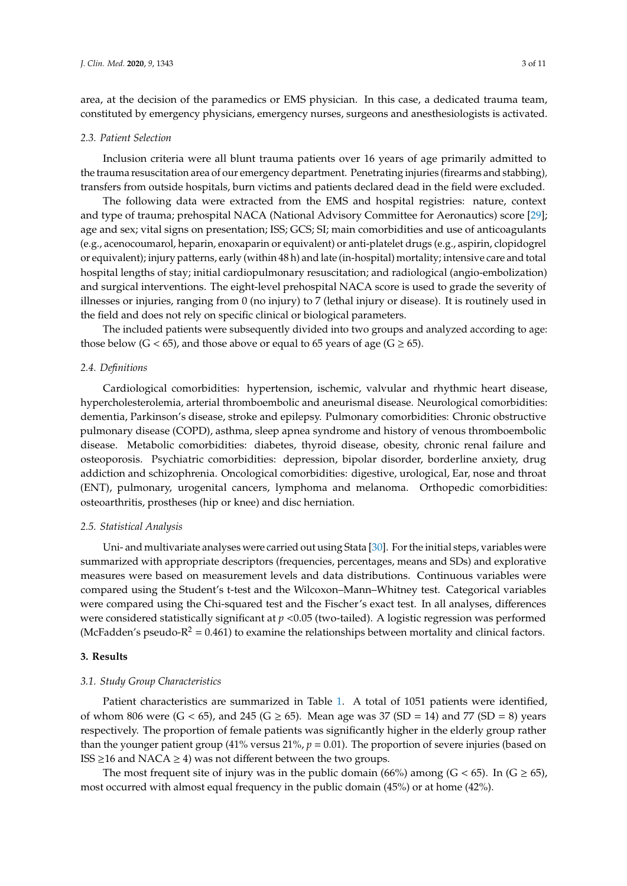area, at the decision of the paramedics or EMS physician. In this case, a dedicated trauma team, constituted by emergency physicians, emergency nurses, surgeons and anesthesiologists is activated.

### 2.3. Patient Selection

Inclusion criteria were all blunt trauma patients over 16 years of age primarily admitted to the trauma resuscitation area of our emergency department. Penetrating injuries (firearms and stabbing), transfers from outside hospitals, burn victims and patients declared dead in the field were excluded.

The following data were extracted from the EMS and hospital registries: nature, context and type of trauma; prehospital NACA (National Advisory Committee for Aeronautics) score [29]; age and sex; vital signs on presentation; ISS; GCS; SI; main comorbidities and use of anticoagulants (e.g., acenocoumarol, heparin, enoxaparin or equivalent) or anti-platelet drugs (e.g., aspirin, clopidogrel or equivalent); injury patterns, early (within 48 h) and late (in-hospital) mortality; intensive care and total hospital lengths of stay; initial cardiopulmonary resuscitation; and radiological (angio-embolization) and surgical interventions. The eight-level prehospital NACA score is used to grade the severity of illnesses or injuries, ranging from 0 (no injury) to 7 (lethal injury or disease). It is routinely used in the field and does not rely on specific clinical or biological parameters.

The included patients were subsequently divided into two groups and analyzed according to age: those below (G < 65), and those above or equal to 65 years of age (G ≥ 65).

### 2.4. Definitions

Cardiological comorbidities: hypertension, ischemic, valvular and rhythmic heart disease, hypercholesterolemia, arterial thromboembolic and aneurismal disease. Neurological comorbidities: dementia, Parkinson's disease, stroke and epilepsy. Pulmonary comorbidities: Chronic obstructive pulmonary disease (COPD), asthma, sleep apnea syndrome and history of venous thromboembolic disease. Metabolic comorbidities: diabetes, thyroid disease, obesity, chronic renal failure and osteoporosis. Psychiatric comorbidities: depression, bipolar disorder, borderline anxiety, drug addiction and schizophrenia. Oncological comorbidities: digestive, urological, Ear, nose and throat (ENT), pulmonary, urogenital cancers, lymphoma and melanoma. Orthopedic comorbidities: osteoarthritis, prostheses (hip or knee) and disc herniation.

### 2.5. Statistical Analysis

Uni- and multivariate analyses were carried out using Stata [30]. For the initial steps, variables were summarized with appropriate descriptors (frequencies, percentages, means and SDs) and explorative measures were based on measurement levels and data distributions. Continuous variables were compared using the Student's t-test and the Wilcoxon–Mann–Whitney test. Categorical variables were compared using the Chi-squared test and the Fischer's exact test. In all analyses, differences were considered statistically significant at $p < 0.05$ (two-tailed). A logistic regression was performed (McFadden's pseudo-$R^2 = 0.461$) to examine the relationships between mortality and clinical factors.

## 3. Results

### 3.1. Study Group Characteristics

Patient characteristics are summarized in Table 1. A total of 1051 patients were identified, of whom 806 were (G < 65), and 245 (G ≥ 65). Mean age was 37 (SD = 14) and 77 (SD = 8) years respectively. The proportion of female patients was significantly higher in the elderly group rather than the younger patient group (41% versus 21%, $p = 0.01$). The proportion of severe injuries (based on ISS ≥16 and NACA ≥ 4) was not different between the two groups.

The most frequent site of injury was in the public domain (66%) among (G < 65). In (G ≥ 65), most occurred with almost equal frequency in the public domain (45%) or at home (42%).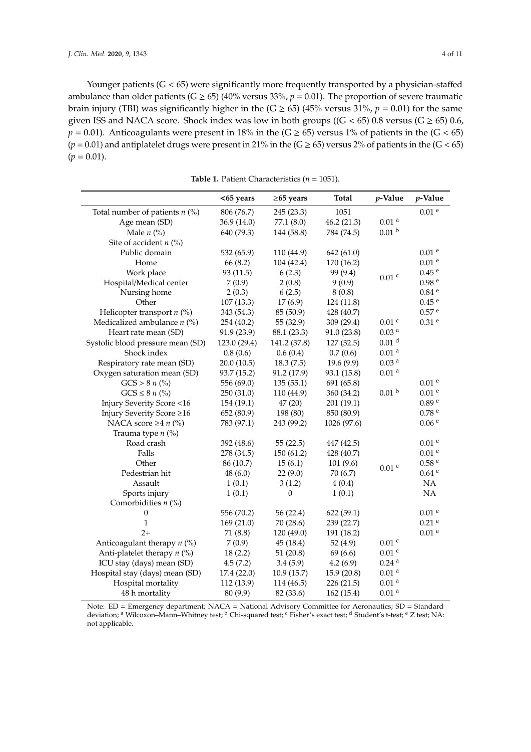Younger patients (G < 65) were significantly more frequently transported by a physician-staffed ambulance than older patients (G ≥ 65) (40% versus 33%, $p = 0.01$). The proportion of severe traumatic brain injury (TBI) was significantly higher in the (G ≥ 65) (45% versus 31%, $p = 0.01$) for the same given ISS and NACA score. Shock index was low in both groups ((G < 65) 0.8 versus (G ≥ 65) 0.6, $p = 0.01$). Anticoagulants were present in 18% in the (G ≥ 65) versus 1% of patients in the (G < 65) ($p = 0.01$) and antiplatelet drugs were present in 21% in the (G ≥ 65) versus 2% of patients in the (G < 65) ($p = 0.01$).

**Table 1.** Patient Characteristics ($n = 1051$).

| | <65 years | ≥65 years | Total | *p*-Value | *p*-Value |
|---|---|---|---|---|---|
| Total number of patients *n* (%) | 806 (76.7) | 245 (23.3) | 1051 | | 0.01 [e] |
| Age mean (SD) | 36.9 (14.0) | 77.1 (8.0) | 46.2 (21.3) | 0.01 [a] | |
| Male *n* (%) | 640 (79.3) | 144 (58.8) | 784 (74.5) | 0.01 [b] | |
| Site of accident *n* (%) | | | | | |
| Public domain | 532 (65.9) | 110 (44.9) | 642 (61.0) | | 0.01 [e] |
| Home | 66 (8.2) | 104 (42.4) | 170 (16.2) | | 0.01 [e] |
| Work place | 93 (11.5) | 6 (2.3) | 99 (9.4) | 0.01 [c] | 0.45 [e] |
| Hospital/Medical center | 7 (0.9) | 2 (0.8) | 9 (0.9) | | 0.98 [e] |
| Nursing home | 2 (0.3) | 6 (2.5) | 8 (0.8) | | 0.84 [e] |
| Other | 107 (13.3) | 17 (6.9) | 124 (11.8) | | 0.45 [e] |
| Helicopter transport *n* (%) | 343 (54.3) | 85 (50.9) | 428 (40.7) | | 0.57 [e] |
| Medicalized ambulance *n* (%) | 254 (40.2) | 55 (32.9) | 309 (29.4) | 0.01 [c] | 0.31 [e] |
| Heart rate mean (SD) | 91.9 (23.9) | 88.1 (23.3) | 91.0 (23.8) | 0.03 [a] | |
| Systolic blood pressure mean (SD) | 123.0 (29.4) | 141.2 (37.8) | 127 (32.5) | 0.01 [d] | |
| Shock index | 0.8 (0.6) | 0.6 (0.4) | 0.7 (0.6) | 0.01 [a] | |
| Respiratory rate mean (SD) | 20.0 (10.5) | 18.3 (7.5) | 19.6 (9.9) | 0.03 [a] | |
| Oxygen saturation mean (SD) | 93.7 (15.2) | 91.2 (17.9) | 93.1 (15.8) | 0.01 [a] | |
| GCS > 8 *n* (%) | 556 (69.0) | 135 (55.1) | 691 (65.8) | 0.01 [b] | 0.01 [e] |
| GCS ≤ 8 *n* (%) | 250 (31.0) | 110 (44.9) | 360 (34.2) | | 0.01 [e] |
| Injury Severity Score <16 | 154 (19.1) | 47 (20) | 201 (19.1) | | 0.89 [e] |
| Injury Severity Score ≥16 | 652 (80.9) | 198 (80) | 850 (80.9) | | 0.78 [e] |
| NACA score ≥4 *n* (%) | 783 (97.1) | 243 (99.2) | 1026 (97.6) | | 0.06 [e] |
| Trauma type *n* (%) | | | | | |
| Road crash | 392 (48.6) | 55 (22.5) | 447 (42.5) | | 0.01 [e] |
| Falls | 278 (34.5) | 150 (61.2) | 428 (40.7) | | 0.01 [e] |
| Other | 86 (10.7) | 15 (6.1) | 101 (9.6) | 0.01 [c] | 0.58 [e] |
| Pedestrian hit | 48 (6.0) | 22 (9.0) | 70 (6.7) | | 0.64 [e] |
| Assault | 1 (0.1) | 3 (1.2) | 4 (0.4) | | NA |
| Sports injury | 1 (0.1) | 0 | 1 (0.1) | | NA |
| Comorbidities *n* (%) | | | | | |
| 0 | 556 (70.2) | 56 (22.4) | 622 (59.1) | | 0.01 [e] |
| 1 | 169 (21.0) | 70 (28.6) | 239 (22.7) | | 0.21 [e] |
| 2+ | 71 (8.8) | 120 (49.0) | 191 (18.2) | | 0.01 [e] |
| Anticoagulant therapy *n* (%) | 7 (0.9) | 45 (18.4) | 52 (4.9) | 0.01 [c] | |
| Anti-platelet therapy *n* (%) | 18 (2.2) | 51 (20.8) | 69 (6.6) | 0.01 [c] | |
| ICU stay (days) mean (SD) | 4.5 (7.2) | 3.4 (5.9) | 4.2 (6.9) | 0.24 [a] | |
| Hospital stay (days) mean (SD) | 17.4 (22.0) | 10.9 (15.7) | 15.9 (20.8) | 0.01 [a] | |
| Hospital mortality | 112 (13.9) | 114 (46.5) | 226 (21.5) | 0.01 [a] | |
| 48 h mortality | 80 (9.9) | 82 (33.6) | 162 (15.4) | 0.01 [a] | |

Note: ED = Emergency department; NACA = National Advisory Committee for Aeronautics; SD = Standard deviation; [a] Wilcoxon–Mann–Whitney test; [b] Chi-squared test; [c] Fisher's exact test; [d] Student's t-test; [e] Z test; NA: not applicable.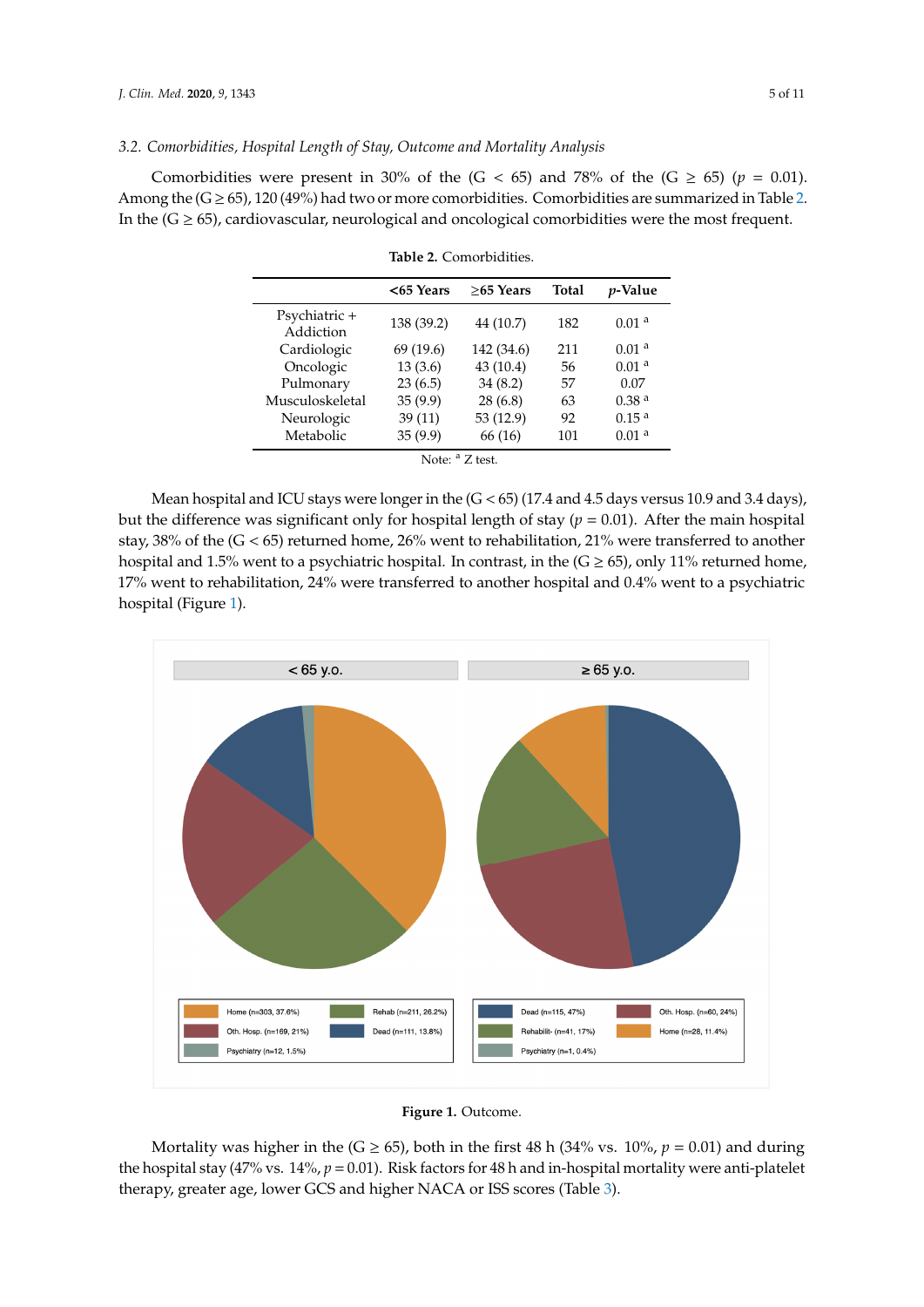### 3.2. Comorbidities, Hospital Length of Stay, Outcome and Mortality Analysis

Comorbidities were present in 30% of the (G < 65) and 78% of the (G ≥ 65) ($p$ = 0.01). Among the (G ≥ 65), 120 (49%) had two or more comorbidities. Comorbidities are summarized in Table 2. In the (G ≥ 65), cardiovascular, neurological and oncological comorbidities were the most frequent.

**Table 2.** Comorbidities.

| | <65 Years | ≥65 Years | Total | *p*-Value |
|---|---|---|---|---|
| Psychiatric + Addiction | 138 (39.2) | 44 (10.7) | 182 | 0.01 [a] |
| Cardiologic | 69 (19.6) | 142 (34.6) | 211 | 0.01 [a] |
| Oncologic | 13 (3.6) | 43 (10.4) | 56 | 0.01 [a] |
| Pulmonary | 23 (6.5) | 34 (8.2) | 57 | 0.07 |
| Musculoskeletal | 35 (9.9) | 28 (6.8) | 63 | 0.38 [a] |
| Neurologic | 39 (11) | 53 (12.9) | 92 | 0.15 [a] |
| Metabolic | 35 (9.9) | 66 (16) | 101 | 0.01 [a] |

Note: [a] Z test.

Mean hospital and ICU stays were longer in the (G < 65) (17.4 and 4.5 days versus 10.9 and 3.4 days), but the difference was significant only for hospital length of stay ($p$ = 0.01). After the main hospital stay, 38% of the (G < 65) returned home, 26% went to rehabilitation, 21% were transferred to another hospital and 1.5% went to a psychiatric hospital. In contrast, in the (G ≥ 65), only 11% returned home, 17% went to rehabilitation, 24% were transferred to another hospital and 0.4% went to a psychiatric hospital (Figure 1).

**Figure 1.** Outcome.

Mortality was higher in the (G ≥ 65), both in the first 48 h (34% vs. 10%, $p$ = 0.01) and during the hospital stay (47% vs. 14%, $p$ = 0.01). Risk factors for 48 h and in-hospital mortality were anti-platelet therapy, greater age, lower GCS and higher NACA or ISS scores (Table 3).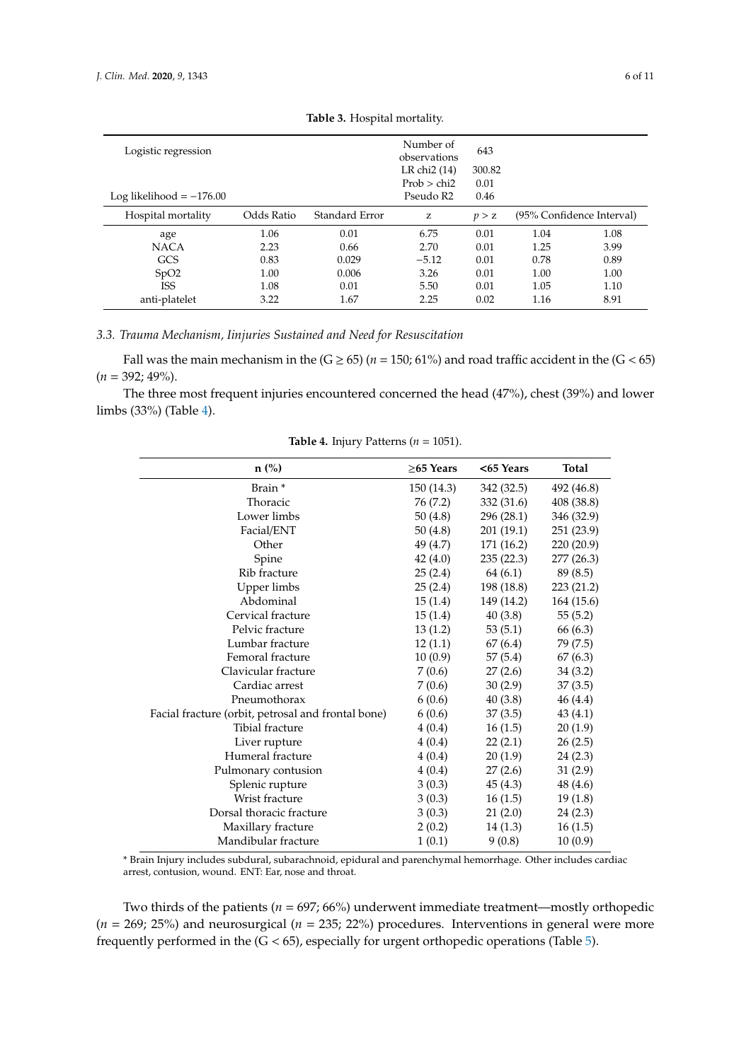**Table 3.** Hospital mortality.

| Logistic regression | | | Number of observations | 643 | | |
|---|---|---|---|---|---|---|
| | | | LR chi2 (14) | 300.82 | | |
| | | | Prob > chi2 | 0.01 | | |
| Log likelihood = −176.00 | | | Pseudo R2 | 0.46 | | |
| Hospital mortality | Odds Ratio | Standard Error | z | $p > z$ | (95% Confidence Interval) | |
| age | 1.06 | 0.01 | 6.75 | 0.01 | 1.04 | 1.08 |
| NACA | 2.23 | 0.66 | 2.70 | 0.01 | 1.25 | 3.99 |
| GCS | 0.83 | 0.029 | −5.12 | 0.01 | 0.78 | 0.89 |
| SpO2 | 1.00 | 0.006 | 3.26 | 0.01 | 1.00 | 1.00 |
| ISS | 1.08 | 0.01 | 5.50 | 0.01 | 1.05 | 1.10 |
| anti-platelet | 3.22 | 1.67 | 2.25 | 0.02 | 1.16 | 8.91 |

### *3.3. Trauma Mechanism, Iinjuries Sustained and Need for Resuscitation*

Fall was the main mechanism in the (G ≥ 65) (*n* = 150; 61%) and road traffic accident in the (G < 65) (*n* = 392; 49%).

The three most frequent injuries encountered concerned the head (47%), chest (39%) and lower limbs (33%) (Table 4).

**Table 4.** Injury Patterns (*n* = 1051).

| n (%) | ≥65 Years | <65 Years | Total |
|---|---|---|---|
| Brain * | 150 (14.3) | 342 (32.5) | 492 (46.8) |
| Thoracic | 76 (7.2) | 332 (31.6) | 408 (38.8) |
| Lower limbs | 50 (4.8) | 296 (28.1) | 346 (32.9) |
| Facial/ENT | 50 (4.8) | 201 (19.1) | 251 (23.9) |
| Other | 49 (4.7) | 171 (16.2) | 220 (20.9) |
| Spine | 42 (4.0) | 235 (22.3) | 277 (26.3) |
| Rib fracture | 25 (2.4) | 64 (6.1) | 89 (8.5) |
| Upper limbs | 25 (2.4) | 198 (18.8) | 223 (21.2) |
| Abdominal | 15 (1.4) | 149 (14.2) | 164 (15.6) |
| Cervical fracture | 15 (1.4) | 40 (3.8) | 55 (5.2) |
| Pelvic fracture | 13 (1.2) | 53 (5.1) | 66 (6.3) |
| Lumbar fracture | 12 (1.1) | 67 (6.4) | 79 (7.5) |
| Femoral fracture | 10 (0.9) | 57 (5.4) | 67 (6.3) |
| Clavicular fracture | 7 (0.6) | 27 (2.6) | 34 (3.2) |
| Cardiac arrest | 7 (0.6) | 30 (2.9) | 37 (3.5) |
| Pneumothorax | 6 (0.6) | 40 (3.8) | 46 (4.4) |
| Facial fracture (orbit, petrosal and frontal bone) | 6 (0.6) | 37 (3.5) | 43 (4.1) |
| Tibial fracture | 4 (0.4) | 16 (1.5) | 20 (1.9) |
| Liver rupture | 4 (0.4) | 22 (2.1) | 26 (2.5) |
| Humeral fracture | 4 (0.4) | 20 (1.9) | 24 (2.3) |
| Pulmonary contusion | 4 (0.4) | 27 (2.6) | 31 (2.9) |
| Splenic rupture | 3 (0.3) | 45 (4.3) | 48 (4.6) |
| Wrist fracture | 3 (0.3) | 16 (1.5) | 19 (1.8) |
| Dorsal thoracic fracture | 3 (0.3) | 21 (2.0) | 24 (2.3) |
| Maxillary fracture | 2 (0.2) | 14 (1.3) | 16 (1.5) |
| Mandibular fracture | 1 (0.1) | 9 (0.8) | 10 (0.9) |

* Brain Injury includes subdural, subarachnoid, epidural and parenchymal hemorrhage. Other includes cardiac arrest, contusion, wound. ENT: Ear, nose and throat.

Two thirds of the patients (*n* = 697; 66%) underwent immediate treatment—mostly orthopedic (*n* = 269; 25%) and neurosurgical (*n* = 235; 22%) procedures. Interventions in general were more frequently performed in the (G < 65), especially for urgent orthopedic operations (Table 5).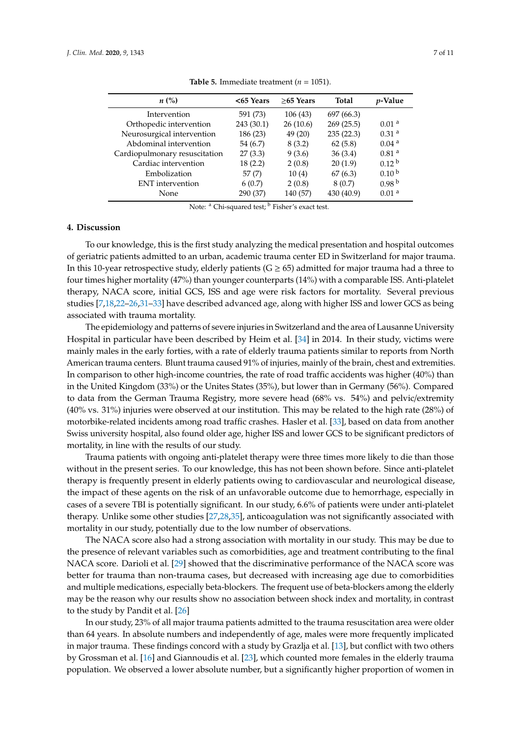**Table 5.** Immediate treatment ($n$ = 1051).

| *n* (%) | <65 Years | ≥65 Years | Total | *p*-Value |
|---|---|---|---|---|
| Intervention | 591 (73) | 106 (43) | 697 (66.3) | |
| Orthopedic intervention | 243 (30.1) | 26 (10.6) | 269 (25.5) | 0.01 [a] |
| Neurosurgical intervention | 186 (23) | 49 (20) | 235 (22.3) | 0.31 [a] |
| Abdominal intervention | 54 (6.7) | 8 (3.2) | 62 (5.8) | 0.04 [a] |
| Cardiopulmonary resuscitation | 27 (3.3) | 9 (3.6) | 36 (3.4) | 0.81 [a] |
| Cardiac intervention | 18 (2.2) | 2 (0.8) | 20 (1.9) | 0.12 [b] |
| Embolization | 57 (7) | 10 (4) | 67 (6.3) | 0.10 [b] |
| ENT intervention | 6 (0.7) | 2 (0.8) | 8 (0.7) | 0.98 [b] |
| None | 290 (37) | 140 (57) | 430 (40.9) | 0.01 [a] |

Note: [a] Chi-squared test; [b] Fisher's exact test.

## 4. Discussion

To our knowledge, this is the first study analyzing the medical presentation and hospital outcomes of geriatric patients admitted to an urban, academic trauma center ED in Switzerland for major trauma. In this 10-year retrospective study, elderly patients (G ≥ 65) admitted for major trauma had a three to four times higher mortality (47%) than younger counterparts (14%) with a comparable ISS. Anti-platelet therapy, NACA score, initial GCS, ISS and age were risk factors for mortality. Several previous studies [7,18,22–26,31–33] have described advanced age, along with higher ISS and lower GCS as being associated with trauma mortality.

The epidemiology and patterns of severe injuries in Switzerland and the area of Lausanne University Hospital in particular have been described by Heim et al. [34] in 2014. In their study, victims were mainly males in the early forties, with a rate of elderly trauma patients similar to reports from North American trauma centers. Blunt trauma caused 91% of injuries, mainly of the brain, chest and extremities. In comparison to other high-income countries, the rate of road traffic accidents was higher (40%) than in the United Kingdom (33%) or the Unites States (35%), but lower than in Germany (56%). Compared to data from the German Trauma Registry, more severe head (68% vs. 54%) and pelvic/extremity (40% vs. 31%) injuries were observed at our institution. This may be related to the high rate (28%) of motorbike-related incidents among road traffic crashes. Hasler et al. [33], based on data from another Swiss university hospital, also found older age, higher ISS and lower GCS to be significant predictors of mortality, in line with the results of our study.

Trauma patients with ongoing anti-platelet therapy were three times more likely to die than those without in the present series. To our knowledge, this has not been shown before. Since anti-platelet therapy is frequently present in elderly patients owing to cardiovascular and neurological disease, the impact of these agents on the risk of an unfavorable outcome due to hemorrhage, especially in cases of a severe TBI is potentially significant. In our study, 6.6% of patients were under anti-platelet therapy. Unlike some other studies [27,28,35], anticoagulation was not significantly associated with mortality in our study, potentially due to the low number of observations.

The NACA score also had a strong association with mortality in our study. This may be due to the presence of relevant variables such as comorbidities, age and treatment contributing to the final NACA score. Darioli et al. [29] showed that the discriminative performance of the NACA score was better for trauma than non-trauma cases, but decreased with increasing age due to comorbidities and multiple medications, especially beta-blockers. The frequent use of beta-blockers among the elderly may be the reason why our results show no association between shock index and mortality, in contrast to the study by Pandit et al. [26]

In our study, 23% of all major trauma patients admitted to the trauma resuscitation area were older than 64 years. In absolute numbers and independently of age, males were more frequently implicated in major trauma. These findings concord with a study by Grazlja et al. [13], but conflict with two others by Grossman et al. [16] and Giannoudis et al. [23], which counted more females in the elderly trauma population. We observed a lower absolute number, but a significantly higher proportion of women in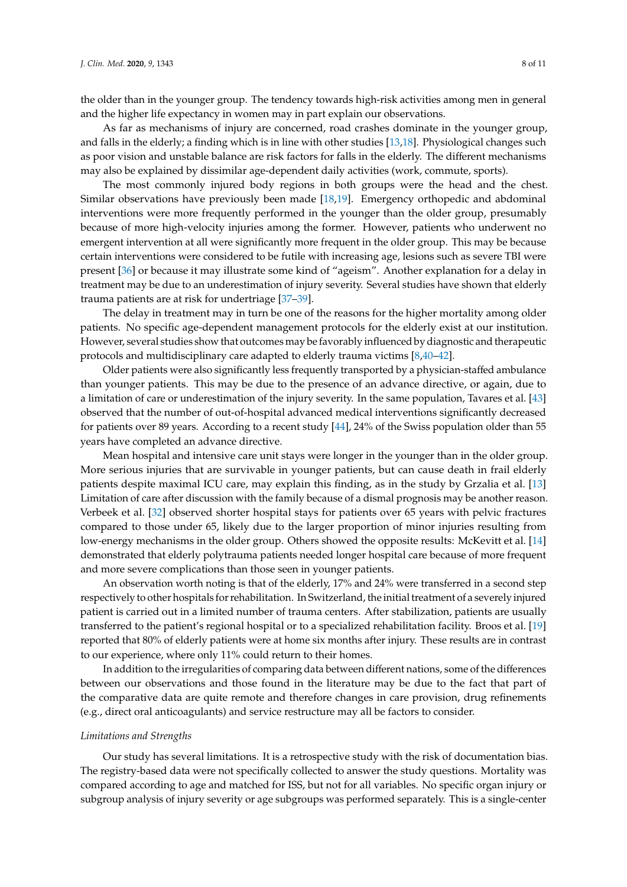the older than in the younger group. The tendency towards high-risk activities among men in general and the higher life expectancy in women may in part explain our observations.

As far as mechanisms of injury are concerned, road crashes dominate in the younger group, and falls in the elderly; a finding which is in line with other studies [13,18]. Physiological changes such as poor vision and unstable balance are risk factors for falls in the elderly. The different mechanisms may also be explained by dissimilar age-dependent daily activities (work, commute, sports).

The most commonly injured body regions in both groups were the head and the chest. Similar observations have previously been made [18,19]. Emergency orthopedic and abdominal interventions were more frequently performed in the younger than the older group, presumably because of more high-velocity injuries among the former. However, patients who underwent no emergent intervention at all were significantly more frequent in the older group. This may be because certain interventions were considered to be futile with increasing age, lesions such as severe TBI were present [36] or because it may illustrate some kind of "ageism". Another explanation for a delay in treatment may be due to an underestimation of injury severity. Several studies have shown that elderly trauma patients are at risk for undertriage [37–39].

The delay in treatment may in turn be one of the reasons for the higher mortality among older patients. No specific age-dependent management protocols for the elderly exist at our institution. However, several studies show that outcomes may be favorably influenced by diagnostic and therapeutic protocols and multidisciplinary care adapted to elderly trauma victims [8,40–42].

Older patients were also significantly less frequently transported by a physician-staffed ambulance than younger patients. This may be due to the presence of an advance directive, or again, due to a limitation of care or underestimation of the injury severity. In the same population, Tavares et al. [43] observed that the number of out-of-hospital advanced medical interventions significantly decreased for patients over 89 years. According to a recent study [44], 24% of the Swiss population older than 55 years have completed an advance directive.

Mean hospital and intensive care unit stays were longer in the younger than in the older group. More serious injuries that are survivable in younger patients, but can cause death in frail elderly patients despite maximal ICU care, may explain this finding, as in the study by Grzalia et al. [13] Limitation of care after discussion with the family because of a dismal prognosis may be another reason. Verbeek et al. [32] observed shorter hospital stays for patients over 65 years with pelvic fractures compared to those under 65, likely due to the larger proportion of minor injuries resulting from low-energy mechanisms in the older group. Others showed the opposite results: McKevitt et al. [14] demonstrated that elderly polytrauma patients needed longer hospital care because of more frequent and more severe complications than those seen in younger patients.

An observation worth noting is that of the elderly, 17% and 24% were transferred in a second step respectively to other hospitals for rehabilitation. In Switzerland, the initial treatment of a severely injured patient is carried out in a limited number of trauma centers. After stabilization, patients are usually transferred to the patient's regional hospital or to a specialized rehabilitation facility. Broos et al. [19] reported that 80% of elderly patients were at home six months after injury. These results are in contrast to our experience, where only 11% could return to their homes.

In addition to the irregularities of comparing data between different nations, some of the differences between our observations and those found in the literature may be due to the fact that part of the comparative data are quite remote and therefore changes in care provision, drug refinements (e.g., direct oral anticoagulants) and service restructure may all be factors to consider.

### *Limitations and Strengths*

Our study has several limitations. It is a retrospective study with the risk of documentation bias. The registry-based data were not specifically collected to answer the study questions. Mortality was compared according to age and matched for ISS, but not for all variables. No specific organ injury or subgroup analysis of injury severity or age subgroups was performed separately. This is a single-center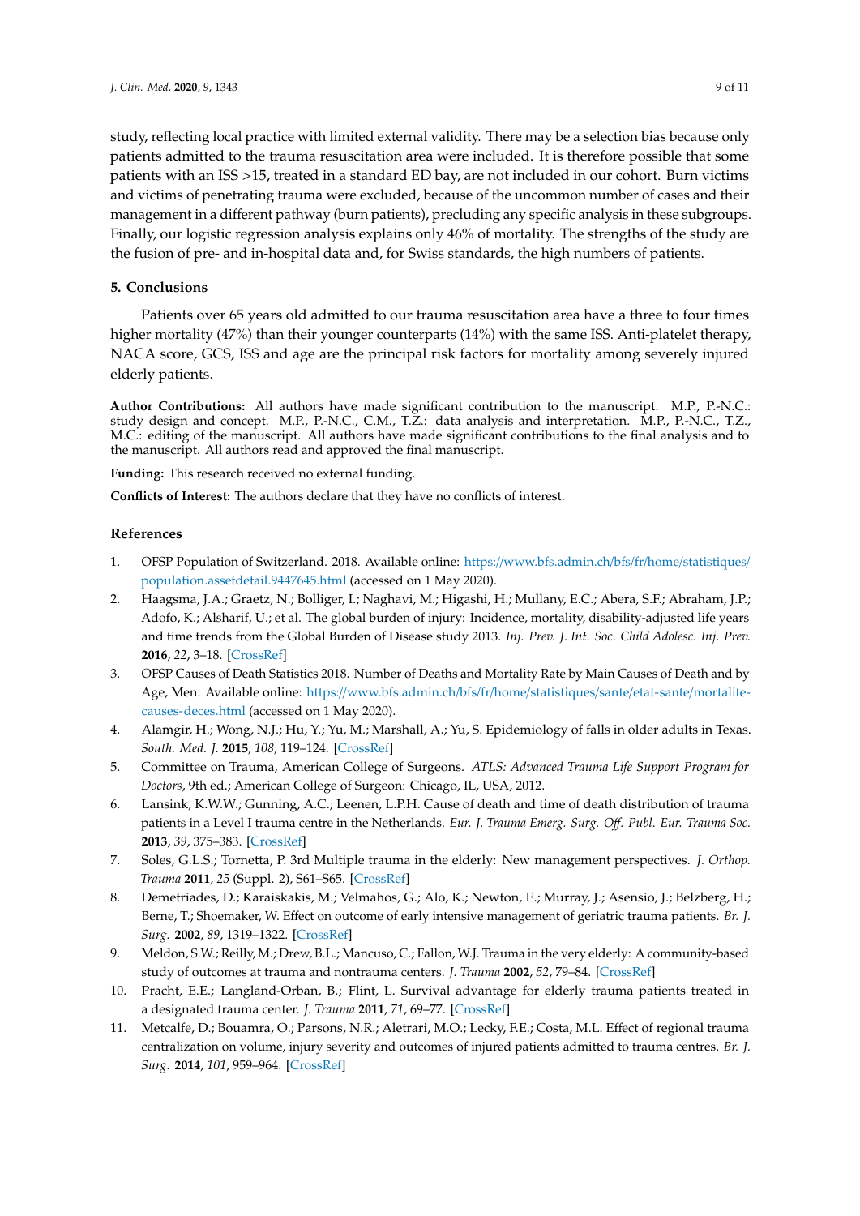study, reflecting local practice with limited external validity. There may be a selection bias because only patients admitted to the trauma resuscitation area were included. It is therefore possible that some patients with an ISS >15, treated in a standard ED bay, are not included in our cohort. Burn victims and victims of penetrating trauma were excluded, because of the uncommon number of cases and their management in a different pathway (burn patients), precluding any specific analysis in these subgroups. Finally, our logistic regression analysis explains only 46% of mortality. The strengths of the study are the fusion of pre- and in-hospital data and, for Swiss standards, the high numbers of patients.

## 5. Conclusions

Patients over 65 years old admitted to our trauma resuscitation area have a three to four times higher mortality (47%) than their younger counterparts (14%) with the same ISS. Anti-platelet therapy, NACA score, GCS, ISS and age are the principal risk factors for mortality among severely injured elderly patients.

**Author Contributions:** All authors have made significant contribution to the manuscript. M.P., P.-N.C.: study design and concept. M.P., P.-N.C., C.M., T.Z.: data analysis and interpretation. M.P., P.-N.C., T.Z., M.C.: editing of the manuscript. All authors have made significant contributions to the final analysis and to the manuscript. All authors read and approved the final manuscript.

**Funding:** This research received no external funding.

**Conflicts of Interest:** The authors declare that they have no conflicts of interest.

## References

1. OFSP Population of Switzerland. 2018. Available online: https://www.bfs.admin.ch/bfs/fr/home/statistiques/population.assetdetail.9447645.html (accessed on 1 May 2020).
2. Haagsma, J.A.; Graetz, N.; Bolliger, I.; Naghavi, M.; Higashi, H.; Mullany, E.C.; Abera, S.F.; Abraham, J.P.; Adofo, K.; Alsharif, U.; et al. The global burden of injury: Incidence, mortality, disability-adjusted life years and time trends from the Global Burden of Disease study 2013. *Inj. Prev. J. Int. Soc. Child Adolesc. Inj. Prev.* **2016**, *22*, 3–18. [CrossRef]
3. OFSP Causes of Death Statistics 2018. Number of Deaths and Mortality Rate by Main Causes of Death and by Age, Men. Available online: https://www.bfs.admin.ch/bfs/fr/home/statistiques/sante/etat-sante/mortalite-causes-deces.html (accessed on 1 May 2020).
4. Alamgir, H.; Wong, N.J.; Hu, Y.; Yu, M.; Marshall, A.; Yu, S. Epidemiology of falls in older adults in Texas. *South. Med. J.* **2015**, *108*, 119–124. [CrossRef]
5. Committee on Trauma, American College of Surgeons. *ATLS: Advanced Trauma Life Support Program for Doctors*, 9th ed.; American College of Surgeon: Chicago, IL, USA, 2012.
6. Lansink, K.W.W.; Gunning, A.C.; Leenen, L.P.H. Cause of death and time of death distribution of trauma patients in a Level I trauma centre in the Netherlands. *Eur. J. Trauma Emerg. Surg. Off. Publ. Eur. Trauma Soc.* **2013**, *39*, 375–383. [CrossRef]
7. Soles, G.L.S.; Tornetta, P. 3rd Multiple trauma in the elderly: New management perspectives. *J. Orthop. Trauma* **2011**, *25* (Suppl. 2), S61–S65. [CrossRef]
8. Demetriades, D.; Karaiskakis, M.; Velmahos, G.; Alo, K.; Newton, E.; Murray, J.; Asensio, J.; Belzberg, H.; Berne, T.; Shoemaker, W. Effect on outcome of early intensive management of geriatric trauma patients. *Br. J. Surg.* **2002**, *89*, 1319–1322. [CrossRef]
9. Meldon, S.W.; Reilly, M.; Drew, B.L.; Mancuso, C.; Fallon, W.J. Trauma in the very elderly: A community-based study of outcomes at trauma and nontrauma centers. *J. Trauma* **2002**, *52*, 79–84. [CrossRef]
10. Pracht, E.E.; Langland-Orban, B.; Flint, L. Survival advantage for elderly trauma patients treated in a designated trauma center. *J. Trauma* **2011**, *71*, 69–77. [CrossRef]
11. Metcalfe, D.; Bouamra, O.; Parsons, N.R.; Aletrari, M.O.; Lecky, F.E.; Costa, M.L. Effect of regional trauma centralization on volume, injury severity and outcomes of injured patients admitted to trauma centres. *Br. J. Surg.* **2014**, *101*, 959–964. [CrossRef]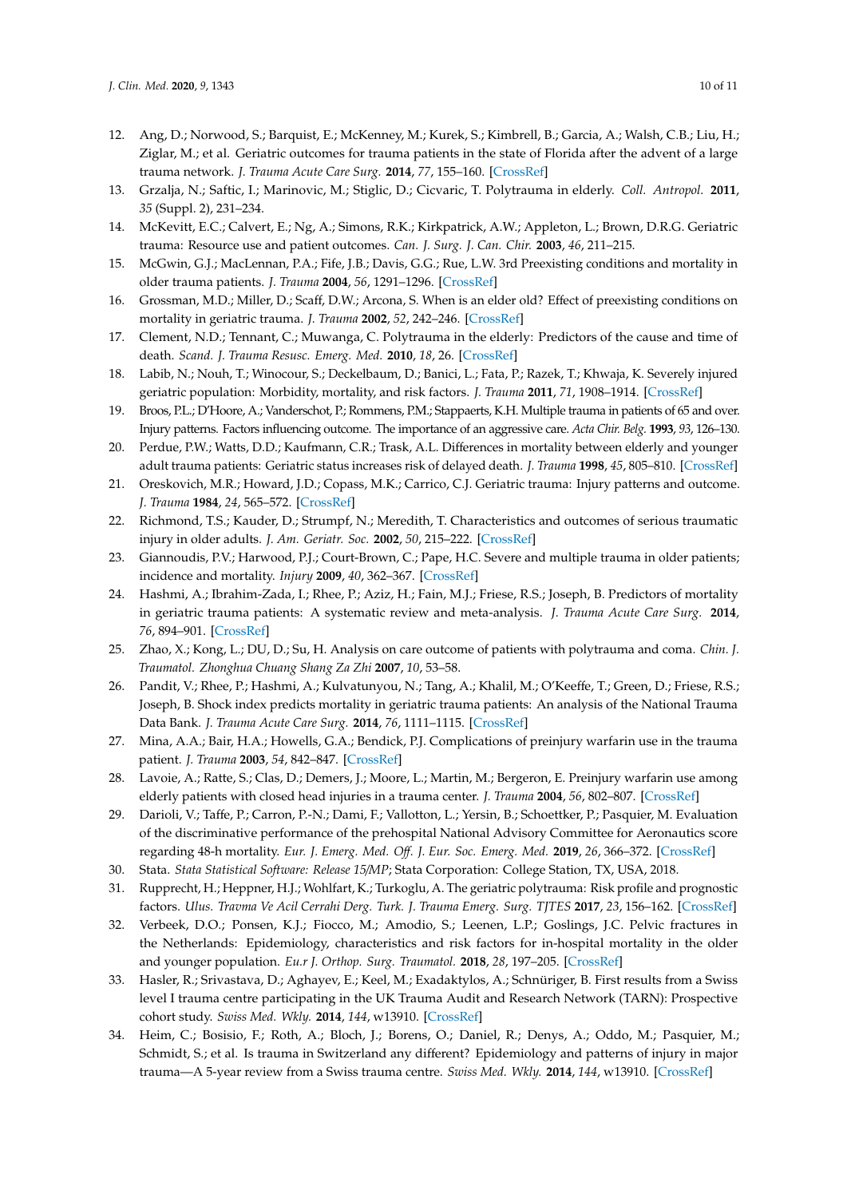12. Ang, D.; Norwood, S.; Barquist, E.; McKenney, M.; Kurek, S.; Kimbrell, B.; Garcia, A.; Walsh, C.B.; Liu, H.; Ziglar, M.; et al. Geriatric outcomes for trauma patients in the state of Florida after the advent of a large trauma network. *J. Trauma Acute Care Surg.* **2014**, *77*, 155–160. [CrossRef]
13. Grzalja, N.; Saftic, I.; Marinovic, M.; Stiglic, D.; Cicvaric, T. Polytrauma in elderly. *Coll. Antropol.* **2011**, *35* (Suppl. 2), 231–234.
14. McKevitt, E.C.; Calvert, E.; Ng, A.; Simons, R.K.; Kirkpatrick, A.W.; Appleton, L.; Brown, D.R.G. Geriatric trauma: Resource use and patient outcomes. *Can. J. Surg. J. Can. Chir.* **2003**, *46*, 211–215.
15. McGwin, G.J.; MacLennan, P.A.; Fife, J.B.; Davis, G.G.; Rue, L.W. 3rd Preexisting conditions and mortality in older trauma patients. *J. Trauma* **2004**, *56*, 1291–1296. [CrossRef]
16. Grossman, M.D.; Miller, D.; Scaff, D.W.; Arcona, S. When is an elder old? Effect of preexisting conditions on mortality in geriatric trauma. *J. Trauma* **2002**, *52*, 242–246. [CrossRef]
17. Clement, N.D.; Tennant, C.; Muwanga, C. Polytrauma in the elderly: Predictors of the cause and time of death. *Scand. J. Trauma Resusc. Emerg. Med.* **2010**, *18*, 26. [CrossRef]
18. Labib, N.; Nouh, T.; Winocour, S.; Deckelbaum, D.; Banici, L.; Fata, P.; Razek, T.; Khwaja, K. Severely injured geriatric population: Morbidity, mortality, and risk factors. *J. Trauma* **2011**, *71*, 1908–1914. [CrossRef]
19. Broos, P.L.; D'Hoore, A.; Vanderschot, P.; Rommens, P.M.; Stappaerts, K.H. Multiple trauma in patients of 65 and over. Injury patterns. Factors influencing outcome. The importance of an aggressive care. *Acta Chir. Belg.* **1993**, *93*, 126–130.
20. Perdue, P.W.; Watts, D.D.; Kaufmann, C.R.; Trask, A.L. Differences in mortality between elderly and younger adult trauma patients: Geriatric status increases risk of delayed death. *J. Trauma* **1998**, *45*, 805–810. [CrossRef]
21. Oreskovich, M.R.; Howard, J.D.; Copass, M.K.; Carrico, C.J. Geriatric trauma: Injury patterns and outcome. *J. Trauma* **1984**, *24*, 565–572. [CrossRef]
22. Richmond, T.S.; Kauder, D.; Strumpf, N.; Meredith, T. Characteristics and outcomes of serious traumatic injury in older adults. *J. Am. Geriatr. Soc.* **2002**, *50*, 215–222. [CrossRef]
23. Giannoudis, P.V.; Harwood, P.J.; Court-Brown, C.; Pape, H.C. Severe and multiple trauma in older patients; incidence and mortality. *Injury* **2009**, *40*, 362–367. [CrossRef]
24. Hashmi, A.; Ibrahim-Zada, I.; Rhee, P.; Aziz, H.; Fain, M.J.; Friese, R.S.; Joseph, B. Predictors of mortality in geriatric trauma patients: A systematic review and meta-analysis. *J. Trauma Acute Care Surg.* **2014**, *76*, 894–901. [CrossRef]
25. Zhao, X.; Kong, L.; DU, D.; Su, H. Analysis on care outcome of patients with polytrauma and coma. *Chin. J. Traumatol. Zhonghua Chuang Shang Za Zhi* **2007**, *10*, 53–58.
26. Pandit, V.; Rhee, P.; Hashmi, A.; Kulvatunyou, N.; Tang, A.; Khalil, M.; O'Keeffe, T.; Green, D.; Friese, R.S.; Joseph, B. Shock index predicts mortality in geriatric trauma patients: An analysis of the National Trauma Data Bank. *J. Trauma Acute Care Surg.* **2014**, *76*, 1111–1115. [CrossRef]
27. Mina, A.A.; Bair, H.A.; Howells, G.A.; Bendick, P.J. Complications of preinjury warfarin use in the trauma patient. *J. Trauma* **2003**, *54*, 842–847. [CrossRef]
28. Lavoie, A.; Ratte, S.; Clas, D.; Demers, J.; Moore, L.; Martin, M.; Bergeron, E. Preinjury warfarin use among elderly patients with closed head injuries in a trauma center. *J. Trauma* **2004**, *56*, 802–807. [CrossRef]
29. Darioli, V.; Taffe, P.; Carron, P.-N.; Dami, F.; Vallotton, L.; Yersin, B.; Schoettker, P.; Pasquier, M. Evaluation of the discriminative performance of the prehospital National Advisory Committee for Aeronautics score regarding 48-h mortality. *Eur. J. Emerg. Med. Off. J. Eur. Soc. Emerg. Med.* **2019**, *26*, 366–372. [CrossRef]
30. Stata. *Stata Statistical Software: Release 15/MP*; Stata Corporation: College Station, TX, USA, 2018.
31. Rupprecht, H.; Heppner, H.J.; Wohlfart, K.; Turkoglu, A. The geriatric polytrauma: Risk profile and prognostic factors. *Ulus. Travma Ve Acil Cerrahi Derg. Turk. J. Trauma Emerg. Surg. TJTES* **2017**, *23*, 156–162. [CrossRef]
32. Verbeek, D.O.; Ponsen, K.J.; Fiocco, M.; Amodio, S.; Leenen, L.P.; Goslings, J.C. Pelvic fractures in the Netherlands: Epidemiology, characteristics and risk factors for in-hospital mortality in the older and younger population. *Eu.r J. Orthop. Surg. Traumatol.* **2018**, *28*, 197–205. [CrossRef]
33. Hasler, R.; Srivastava, D.; Aghayev, E.; Keel, M.; Exadaktylos, A.; Schnüriger, B. First results from a Swiss level I trauma centre participating in the UK Trauma Audit and Research Network (TARN): Prospective cohort study. *Swiss Med. Wkly.* **2014**, *144*, w13910. [CrossRef]
34. Heim, C.; Bosisio, F.; Roth, A.; Bloch, J.; Borens, O.; Daniel, R.; Denys, A.; Oddo, M.; Pasquier, M.; Schmidt, S.; et al. Is trauma in Switzerland any different? Epidemiology and patterns of injury in major trauma—A 5-year review from a Swiss trauma centre. *Swiss Med. Wkly.* **2014**, *144*, w13910. [CrossRef]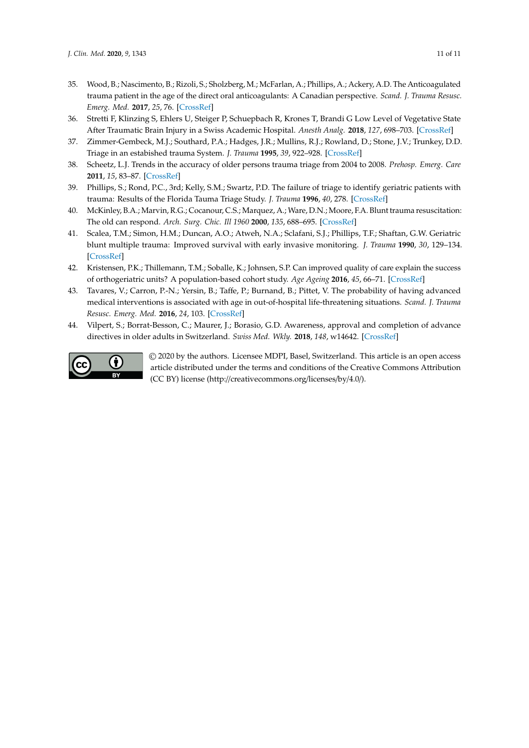35. Wood, B.; Nascimento, B.; Rizoli, S.; Sholzberg, M.; McFarlan, A.; Phillips, A.; Ackery, A.D. The Anticoagulated trauma patient in the age of the direct oral anticoagulants: A Canadian perspective. *Scand. J. Trauma Resusc. Emerg. Med.* **2017**, *25*, 76. [CrossRef]
36. Stretti F, Klinzing S, Ehlers U, Steiger P, Schuepbach R, Krones T, Brandi G Low Level of Vegetative State After Traumatic Brain Injury in a Swiss Academic Hospital. *Anesth Analg.* **2018**, *127*, 698–703. [CrossRef]
37. Zimmer-Gembeck, M.J.; Southard, P.A.; Hadges, J.R.; Mullins, R.J.; Rowland, D.; Stone, J.V.; Trunkey, D.D. Triage in an estabished trauma System. *J. Trauma* **1995**, *39*, 922–928. [CrossRef]
38. Scheetz, L.J. Trends in the accuracy of older persons trauma triage from 2004 to 2008. *Prehosp. Emerg. Care* **2011**, *15*, 83–87. [CrossRef]
39. Phillips, S.; Rond, P.C., 3rd; Kelly, S.M.; Swartz, P.D. The failure of triage to identify geriatric patients with trauma: Results of the Florida Tauma Triage Study. *J. Trauma* **1996**, *40*, 278. [CrossRef]
40. McKinley, B.A.; Marvin, R.G.; Cocanour, C.S.; Marquez, A.; Ware, D.N.; Moore, F.A. Blunt trauma resuscitation: The old can respond. *Arch. Surg. Chic. Ill 1960* **2000**, *135*, 688–695. [CrossRef]
41. Scalea, T.M.; Simon, H.M.; Duncan, A.O.; Atweh, N.A.; Sclafani, S.J.; Phillips, T.F.; Shaftan, G.W. Geriatric blunt multiple trauma: Improved survival with early invasive monitoring. *J. Trauma* **1990**, *30*, 129–134. [CrossRef]
42. Kristensen, P.K.; Thillemann, T.M.; Soballe, K.; Johnsen, S.P. Can improved quality of care explain the success of orthogeriatric units? A population-based cohort study. *Age Ageing* **2016**, *45*, 66–71. [CrossRef]
43. Tavares, V.; Carron, P.-N.; Yersin, B.; Taffe, P.; Burnand, B.; Pittet, V. The probability of having advanced medical interventions is associated with age in out-of-hospital life-threatening situations. *Scand. J. Trauma Resusc. Emerg. Med.* **2016**, *24*, 103. [CrossRef]
44. Vilpert, S.; Borrat-Besson, C.; Maurer, J.; Borasio, G.D. Awareness, approval and completion of advance directives in older adults in Switzerland. *Swiss Med. Wkly.* **2018**, *148*, w14642. [CrossRef]

© 2020 by the authors. Licensee MDPI, Basel, Switzerland. This article is an open access article distributed under the terms and conditions of the Creative Commons Attribution (CC BY) license (http://creativecommons.org/licenses/by/4.0/).